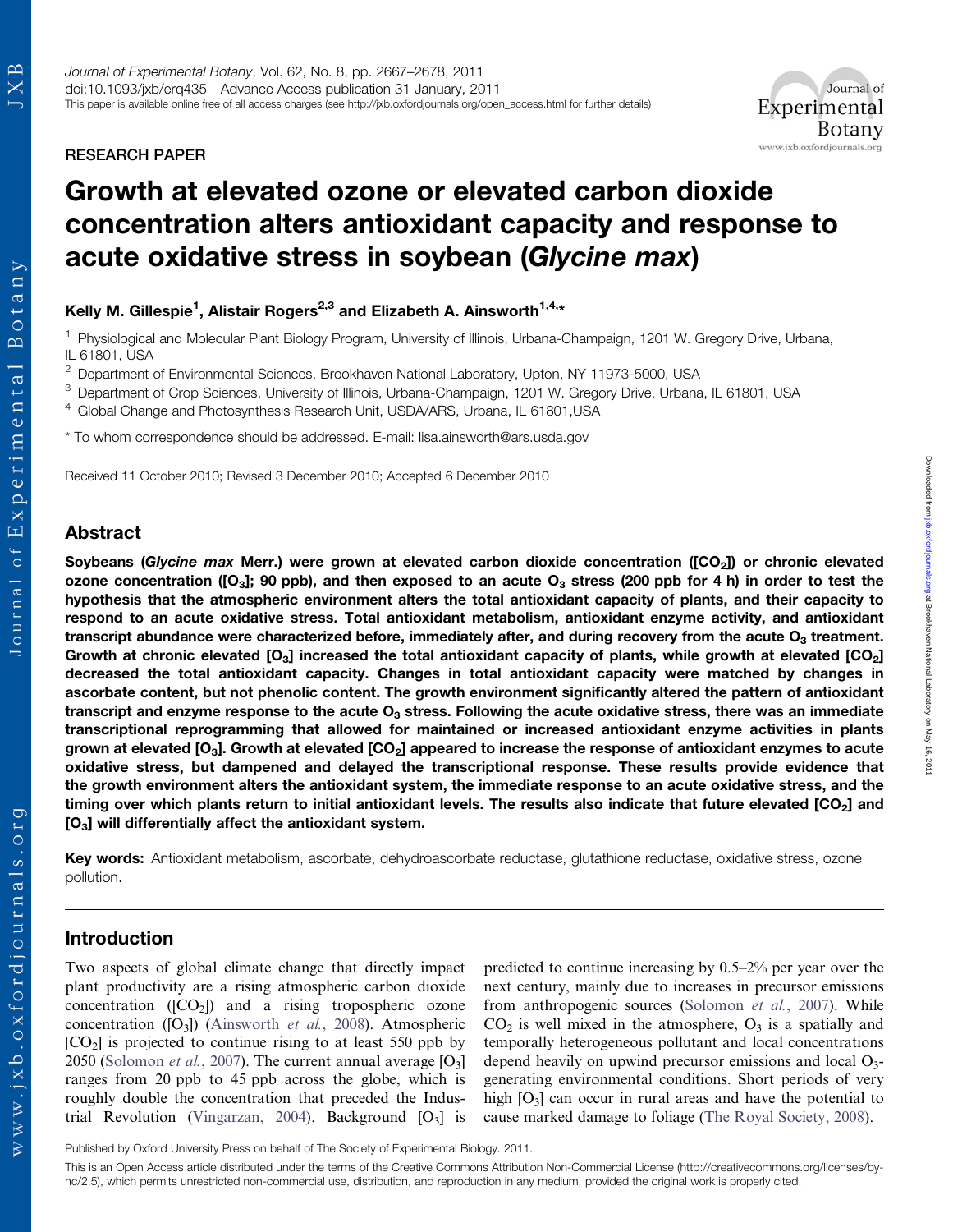RESEARCH PAPER

# Growth at elevated ozone or elevated carbon dioxide concentration alters antioxidant capacity and response to acute oxidative stress in soybean (*Glycine max*)

**Kelly M. Gillespie[1], Alistair Rogers[2,3] and Elizabeth A. Ainsworth[1,4,*]**

[1] Physiological and Molecular Plant Biology Program, University of Illinois, Urbana-Champaign, 1201 W. Gregory Drive, Urbana, IL 61801, USA

[2] Department of Environmental Sciences, Brookhaven National Laboratory, Upton, NY 11973-5000, USA

[3] Department of Crop Sciences, University of Illinois, Urbana-Champaign, 1201 W. Gregory Drive, Urbana, IL 61801, USA

[4] Global Change and Photosynthesis Research Unit, USDA/ARS, Urbana, IL 61801,USA

* To whom correspondence should be addressed. E-mail: lisa.ainsworth@ars.usda.gov

Received 11 October 2010; Revised 3 December 2010; Accepted 6 December 2010

## Abstract

**Soybeans (*Glycine max* Merr.) were grown at elevated carbon dioxide concentration ([$CO_2$]) or chronic elevated ozone concentration ([$O_3$]; 90 ppb), and then exposed to an acute $O_3$ stress (200 ppb for 4 h) in order to test the hypothesis that the atmospheric environment alters the total antioxidant capacity of plants, and their capacity to respond to an acute oxidative stress. Total antioxidant metabolism, antioxidant enzyme activity, and antioxidant transcript abundance were characterized before, immediately after, and during recovery from the acute $O_3$ treatment. Growth at chronic elevated [$O_3$] increased the total antioxidant capacity of plants, while growth at elevated [$CO_2$] decreased the total antioxidant capacity. Changes in total antioxidant capacity were matched by changes in ascorbate content, but not phenolic content. The growth environment significantly altered the pattern of antioxidant transcript and enzyme response to the acute $O_3$ stress. Following the acute oxidative stress, there was an immediate transcriptional reprogramming that allowed for maintained or increased antioxidant enzyme activities in plants grown at elevated [$O_3$]. Growth at elevated [$CO_2$] appeared to increase the response of antioxidant enzymes to acute oxidative stress, but dampened and delayed the transcriptional response. These results provide evidence that the growth environment alters the antioxidant system, the immediate response to an acute oxidative stress, and the timing over which plants return to initial antioxidant levels. The results also indicate that future elevated [$CO_2$] and [$O_3$] will differentially affect the antioxidant system.**

**Key words:** Antioxidant metabolism, ascorbate, dehydroascorbate reductase, glutathione reductase, oxidative stress, ozone pollution.

## Introduction

Two aspects of global climate change that directly impact plant productivity are a rising atmospheric carbon dioxide concentration ([$CO_2$]) and a rising tropospheric ozone concentration ([$O_3$]) (Ainsworth *et al.*, 2008). Atmospheric [$CO_2$] is projected to continue rising to at least 550 ppb by 2050 (Solomon *et al.*, 2007). The current annual average [$O_3$] ranges from 20 ppb to 45 ppb across the globe, which is roughly double the concentration that preceded the Industrial Revolution (Vingarzan, 2004). Background [$O_3$] is predicted to continue increasing by 0.5–2% per year over the next century, mainly due to increases in precursor emissions from anthropogenic sources (Solomon *et al.*, 2007). While $CO_2$ is well mixed in the atmosphere, $O_3$ is a spatially and temporally heterogeneous pollutant and local concentrations depend heavily on upwind precursor emissions and local $O_3$-generating environmental conditions. Short periods of very high [$O_3$] can occur in rural areas and have the potential to cause marked damage to foliage (The Royal Society, 2008).

Published by Oxford University Press on behalf of The Society of Experimental Biology. 2011.

This is an Open Access article distributed under the terms of the Creative Commons Attribution Non-Commercial License (http://creativecommons.org/licenses/by-nc/2.5), which permits unrestricted non-commercial use, distribution, and reproduction in any medium, provided the original work is properly cited.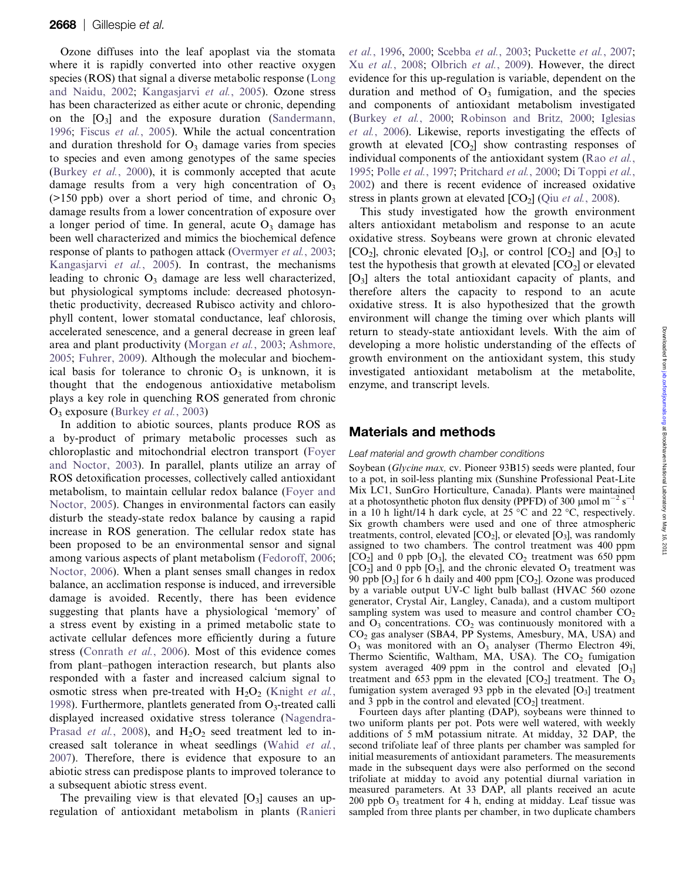Ozone diffuses into the leaf apoplast via the stomata where it is rapidly converted into other reactive oxygen species (ROS) that signal a diverse metabolic response (Long and Naidu, 2002; Kangasjarvi *et al.*, 2005). Ozone stress has been characterized as either acute or chronic, depending on the $[O_3]$ and the exposure duration (Sandermann, 1996; Fiscus *et al.*, 2005). While the actual concentration and duration threshold for $O_3$ damage varies from species to species and even among genotypes of the same species (Burkey *et al.*, 2000), it is commonly accepted that acute damage results from a very high concentration of $O_3$ (>150 ppb) over a short period of time, and chronic $O_3$ damage results from a lower concentration of exposure over a longer period of time. In general, acute $O_3$ damage has been well characterized and mimics the biochemical defence response of plants to pathogen attack (Overmyer *et al.*, 2003; Kangasjarvi *et al.*, 2005). In contrast, the mechanisms leading to chronic $O_3$ damage are less well characterized, but physiological symptoms include: decreased photosynthetic productivity, decreased Rubisco activity and chlorophyll content, lower stomatal conductance, leaf chlorosis, accelerated senescence, and a general decrease in green leaf area and plant productivity (Morgan *et al.*, 2003; Ashmore, 2005; Fuhrer, 2009). Although the molecular and biochemical basis for tolerance to chronic $O_3$ is unknown, it is thought that the endogenous antioxidative metabolism plays a key role in quenching ROS generated from chronic $O_3$ exposure (Burkey *et al.*, 2003)

In addition to abiotic sources, plants produce ROS as a by-product of primary metabolic processes such as chloroplastic and mitochondrial electron transport (Foyer and Noctor, 2003). In parallel, plants utilize an array of ROS detoxification processes, collectively called antioxidant metabolism, to maintain cellular redox balance (Foyer and Noctor, 2005). Changes in environmental factors can easily disturb the steady-state redox balance by causing a rapid increase in ROS generation. The cellular redox state has been proposed to be an environmental sensor and signal among various aspects of plant metabolism (Fedoroff, 2006; Noctor, 2006). When a plant senses small changes in redox balance, an acclimation response is induced, and irreversible damage is avoided. Recently, there has been evidence suggesting that plants have a physiological 'memory' of a stress event by existing in a primed metabolic state to activate cellular defences more efficiently during a future stress (Conrath *et al.*, 2006). Most of this evidence comes from plant–pathogen interaction research, but plants also responded with a faster and increased calcium signal to osmotic stress when pre-treated with $H_2O_2$ (Knight *et al.*, 1998). Furthermore, plantlets generated from $O_3$-treated calli displayed increased oxidative stress tolerance (Nagendra-Prasad *et al.*, 2008), and $H_2O_2$ seed treatment led to increased salt tolerance in wheat seedlings (Wahid *et al.*, 2007). Therefore, there is evidence that exposure to an abiotic stress can predispose plants to improved tolerance to a subsequent abiotic stress event.

The prevailing view is that elevated $[O_3]$ causes an up-regulation of antioxidant metabolism in plants (Ranieri *et al.*, 1996, 2000; Scebba *et al.*, 2003; Puckette *et al.*, 2007; Xu *et al.*, 2008; Olbrich *et al.*, 2009). However, the direct evidence for this up-regulation is variable, dependent on the duration and method of $O_3$ fumigation, and the species and components of antioxidant metabolism investigated (Burkey *et al.*, 2000; Robinson and Britz, 2000; Iglesias *et al.*, 2006). Likewise, reports investigating the effects of growth at elevated $[CO_2]$ show contrasting responses of individual components of the antioxidant system (Rao *et al.*, 1995; Polle *et al.*, 1997; Pritchard *et al.*, 2000; Di Toppi *et al.*, 2002) and there is recent evidence of increased oxidative stress in plants grown at elevated $[CO_2]$ (Qiu *et al.*, 2008).

This study investigated how the growth environment alters antioxidant metabolism and response to an acute oxidative stress. Soybeans were grown at chronic elevated $[CO_2]$, chronic elevated $[O_3]$, or control $[CO_2]$ and $[O_3]$ to test the hypothesis that growth at elevated $[CO_2]$ or elevated $[O_3]$ alters the total antioxidant capacity of plants, and therefore alters the capacity to respond to an acute oxidative stress. It is also hypothesized that the growth environment will change the timing over which plants will return to steady-state antioxidant levels. With the aim of developing a more holistic understanding of the effects of growth environment on the antioxidant system, this study investigated antioxidant metabolism at the metabolite, enzyme, and transcript levels.

## Materials and methods

### *Leaf material and growth chamber conditions*

Soybean (*Glycine max*, cv. Pioneer 93B15) seeds were planted, four to a pot, in soil-less planting mix (Sunshine Professional Peat-Lite Mix LC1, SunGro Horticulture, Canada). Plants were maintained at a photosynthetic photon flux density (PPFD) of 300 $\mu$mol $m^{-2}$ $s^{-1}$ in a 10 h light/14 h dark cycle, at 25 °C and 22 °C, respectively. Six growth chambers were used and one of three atmospheric treatments, control, elevated $[CO_2]$, or elevated $[O_3]$, was randomly assigned to two chambers. The control treatment was 400 ppm $[CO_2]$ and 0 ppb $[O_3]$, the elevated $CO_2$ treatment was 650 ppm $[CO_2]$ and 0 ppb $[O_3]$, and the chronic elevated $O_3$ treatment was 90 ppb $[O_3]$ for 6 h daily and 400 ppm $[CO_2]$. Ozone was produced by a variable output UV-C light bulb ballast (HVAC 560 ozone generator, Crystal Air, Langley, Canada), and a custom multiport sampling system was used to measure and control chamber $CO_2$ and $O_3$ concentrations. $CO_2$ was continuously monitored with a $CO_2$ gas analyser (SBA4, PP Systems, Amesbury, MA, USA) and $O_3$ was monitored with an $O_3$ analyser (Thermo Electron 49i, Thermo Scientific, Waltham, MA, USA). The $CO_2$ fumigation system averaged 409 ppm in the control and elevated $[O_3]$ treatment and 653 ppm in the elevated $[CO_2]$ treatment. The $O_3$ fumigation system averaged 93 ppb in the elevated $[O_3]$ treatment and 3 ppb in the control and elevated $[CO_2]$ treatment.

Fourteen days after planting (DAP), soybeans were thinned to two uniform plants per pot. Pots were well watered, with weekly additions of 5 mM potassium nitrate. At midday, 32 DAP, the second trifoliate leaf of three plants per chamber was sampled for initial measurements of antioxidant parameters. The measurements made in the subsequent days were also performed on the second trifoliate at midday to avoid any potential diurnal variation in measured parameters. At 33 DAP, all plants received an acute 200 ppb $O_3$ treatment for 4 h, ending at midday. Leaf tissue was sampled from three plants per chamber, in two duplicate chambers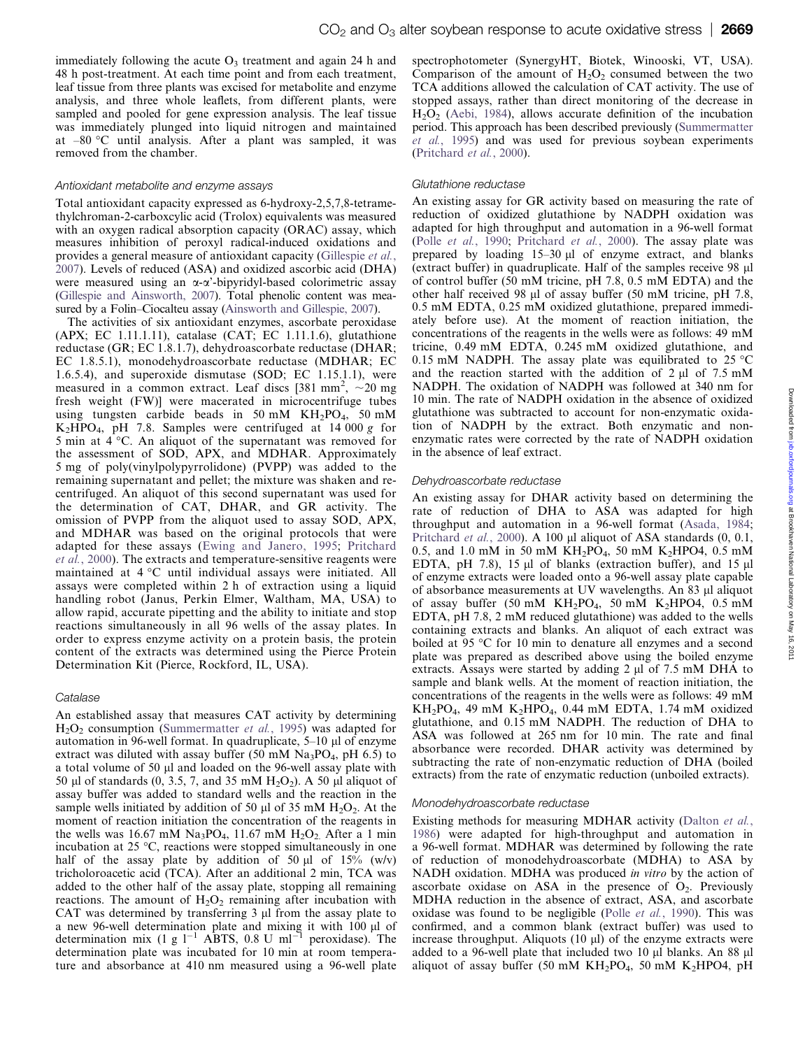immediately following the acute $O_3$ treatment and again 24 h and 48 h post-treatment. At each time point and from each treatment, leaf tissue from three plants was excised for metabolite and enzyme analysis, and three whole leaflets, from different plants, were sampled and pooled for gene expression analysis. The leaf tissue was immediately plunged into liquid nitrogen and maintained at –80 °C until analysis. After a plant was sampled, it was removed from the chamber.

#### *Antioxidant metabolite and enzyme assays*

Total antioxidant capacity expressed as 6-hydroxy-2,5,7,8-tetramethylchroman-2-carboxcylic acid (Trolox) equivalents was measured with an oxygen radical absorption capacity (ORAC) assay, which measures inhibition of peroxyl radical-induced oxidations and provides a general measure of antioxidant capacity (Gillespie *et al.*, 2007). Levels of reduced (ASA) and oxidized ascorbic acid (DHA) were measured using an α-α'-bipyridyl-based colorimetric assay (Gillespie and Ainsworth, 2007). Total phenolic content was measured by a Folin–Ciocalteu assay (Ainsworth and Gillespie, 2007).

The activities of six antioxidant enzymes, ascorbate peroxidase (APX; EC 1.11.1.11), catalase (CAT; EC 1.11.1.6), glutathione reductase (GR; EC 1.8.1.7), dehydroascorbate reductase (DHAR; EC 1.8.5.1), monodehydroascorbate reductase (MDHAR; EC 1.6.5.4), and superoxide dismutase (SOD; EC 1.15.1.1), were measured in a common extract. Leaf discs [381 $mm^2$, ~20 mg fresh weight (FW)] were macerated in microcentrifuge tubes using tungsten carbide beads in 50 mM $KH_2PO_4$, 50 mM $K_2HPO_4$, pH 7.8. Samples were centrifuged at 14 000 *g* for 5 min at 4 °C. An aliquot of the supernatant was removed for the assessment of SOD, APX, and MDHAR. Approximately 5 mg of poly(vinylpolypyrrolidone) (PVPP) was added to the remaining supernatant and pellet; the mixture was shaken and re-centrifuged. An aliquot of this second supernatant was used for the determination of CAT, DHAR, and GR activity. The omission of PVPP from the aliquot used to assay SOD, APX, and MDHAR was based on the original protocols that were adapted for these assays (Ewing and Janero, 1995; Pritchard *et al.*, 2000). The extracts and temperature-sensitive reagents were maintained at 4 °C until individual assays were initiated. All assays were completed within 2 h of extraction using a liquid handling robot (Janus, Perkin Elmer, Waltham, MA, USA) to allow rapid, accurate pipetting and the ability to initiate and stop reactions simultaneously in all 96 wells of the assay plates. In order to express enzyme activity on a protein basis, the protein content of the extracts was determined using the Pierce Protein Determination Kit (Pierce, Rockford, IL, USA).

#### *Catalase*

An established assay that measures CAT activity by determining $H_2O_2$ consumption (Summermatter *et al.*, 1995) was adapted for automation in 96-well format. In quadruplicate, 5–10 μl of enzyme extract was diluted with assay buffer (50 mM $Na_3PO_4$, pH 6.5) to a total volume of 50 μl and loaded on the 96-well assay plate with 50 μl of standards (0, 3.5, 7, and 35 mM $H_2O_2$). A 50 μl aliquot of assay buffer was added to standard wells and the reaction in the sample wells initiated by addition of 50 μl of 35 mM $H_2O_2$. At the moment of reaction initiation the concentration of the reagents in the wells was 16.67 mM $Na_3PO_4$, 11.67 mM $H_2O_2$. After a 1 min incubation at 25 °C, reactions were stopped simultaneously in one half of the assay plate by addition of 50 μl of 15% (w/v) tricholoroacetic acid (TCA). After an additional 2 min, TCA was added to the other half of the assay plate, stopping all remaining reactions. The amount of $H_2O_2$ remaining after incubation with CAT was determined by transferring 3 μl from the assay plate to a new 96-well determination plate and mixing it with 100 μl of determination mix (1 g $l^{-1}$ ABTS, 0.8 U $ml^{-1}$ peroxidase). The determination plate was incubated for 10 min at room temperature and absorbance at 410 nm measured using a 96-well plate spectrophotometer (SynergyHT, Biotek, Winooski, VT, USA). Comparison of the amount of $H_2O_2$ consumed between the two TCA additions allowed the calculation of CAT activity. The use of stopped assays, rather than direct monitoring of the decrease in $H_2O_2$ (Aebi, 1984), allows accurate definition of the incubation period. This approach has been described previously (Summermatter *et al.*, 1995) and was used for previous soybean experiments (Pritchard *et al.*, 2000).

#### *Glutathione reductase*

An existing assay for GR activity based on measuring the rate of reduction of oxidized glutathione by NADPH oxidation was adapted for high throughput and automation in a 96-well format (Polle *et al.*, 1990; Pritchard *et al.*, 2000). The assay plate was prepared by loading 15–30 μl of enzyme extract, and blanks (extract buffer) in quadruplicate. Half of the samples receive 98 μl of control buffer (50 mM tricine, pH 7.8, 0.5 mM EDTA) and the other half received 98 μl of assay buffer (50 mM tricine, pH 7.8, 0.5 mM EDTA, 0.25 mM oxidized glutathione, prepared immediately before use). At the moment of reaction initiation, the concentrations of the reagents in the wells were as follows: 49 mM tricine, 0.49 mM EDTA, 0.245 mM oxidized glutathione, and 0.15 mM NADPH. The assay plate was equilibrated to 25 °C and the reaction started with the addition of 2 μl of 7.5 mM NADPH. The oxidation of NADPH was followed at 340 nm for 10 min. The rate of NADPH oxidation in the absence of oxidized glutathione was subtracted to account for non-enzymatic oxidation of NADPH by the extract. Both enzymatic and non-enzymatic rates were corrected by the rate of NADPH oxidation in the absence of leaf extract.

#### *Dehydroascorbate reductase*

An existing assay for DHAR activity based on determining the rate of reduction of DHA to ASA was adapted for high throughput and automation in a 96-well format (Asada, 1984; Pritchard *et al.*, 2000). A 100 μl aliquot of ASA standards (0, 0.1, 0.5, and 1.0 mM in 50 mM $KH_2PO_4$, 50 mM $K_2$HPO4, 0.5 mM EDTA, pH 7.8), 15 μl of blanks (extraction buffer), and 15 μl of enzyme extracts were loaded onto a 96-well assay plate capable of absorbance measurements at UV wavelengths. An 83 μl aliquot of assay buffer (50 mM $KH_2PO_4$, 50 mM $K_2$HPO4, 0.5 mM EDTA, pH 7.8, 2 mM reduced glutathione) was added to the wells containing extracts and blanks. An aliquot of each extract was boiled at 95 °C for 10 min to denature all enzymes and a second plate was prepared as described above using the boiled enzyme extracts. Assays were started by adding 2 μl of 7.5 mM DHA to sample and blank wells. At the moment of reaction initiation, the concentrations of the reagents in the wells were as follows: 49 mM $KH_2PO_4$, 49 mM $K_2HPO_4$, 0.44 mM EDTA, 1.74 mM oxidized glutathione, and 0.15 mM NADPH. The reduction of DHA to ASA was followed at 265 nm for 10 min. The rate and final absorbance were recorded. DHAR activity was determined by subtracting the rate of non-enzymatic reduction of DHA (boiled extracts) from the rate of enzymatic reduction (unboiled extracts).

#### *Monodehydroascorbate reductase*

Existing methods for measuring MDHAR activity (Dalton *et al.*, 1986) were adapted for high-throughput and automation in a 96-well format. MDHAR was determined by following the rate of reduction of monodehydroascorbate (MDHA) to ASA by NADH oxidation. MDHA was produced *in vitro* by the action of ascorbate oxidase on ASA in the presence of $O_2$. Previously MDHA reduction in the absence of extract, ASA, and ascorbate oxidase was found to be negligible (Polle *et al.*, 1990). This was confirmed, and a common blank (extract buffer) was used to increase throughput. Aliquots (10 μl) of the enzyme extracts were added to a 96-well plate that included two 10 μl blanks. An 88 μl aliquot of assay buffer (50 mM $KH_2PO_4$, 50 mM $K_2$HPO4, pH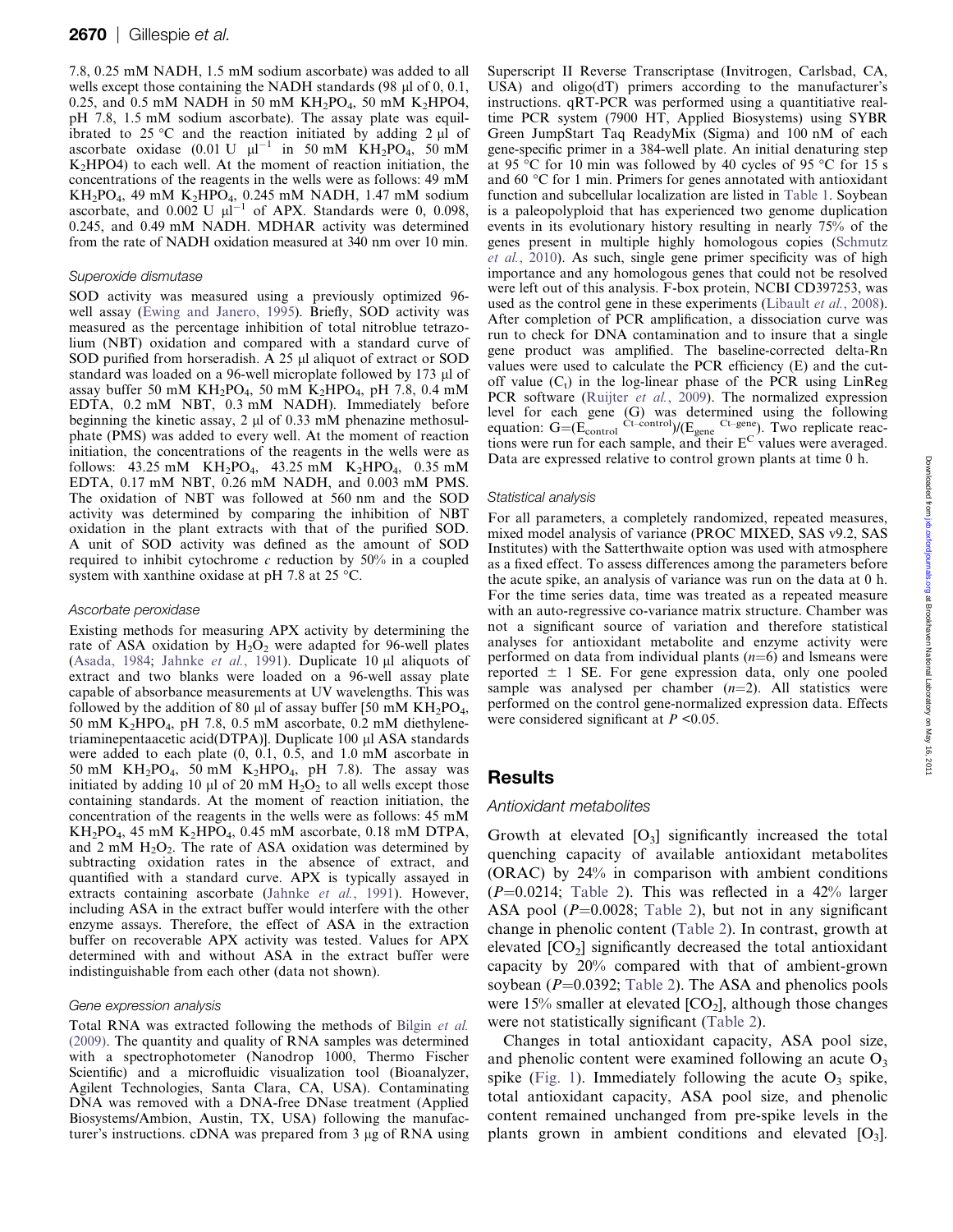7.8, 0.25 mM NADH, 1.5 mM sodium ascorbate) was added to all wells except those containing the NADH standards (98 μl of 0, 0.1, 0.25, and 0.5 mM NADH in 50 mM $KH_2PO_4$, 50 mM $K_2HPO4$, pH 7.8, 1.5 mM sodium ascorbate). The assay plate was equilibrated to 25 °C and the reaction initiated by adding 2 μl of ascorbate oxidase (0.01 U $\mu l^{-1}$ in 50 mM $KH_2PO_4$, 50 mM $K_2HPO4$) to each well. At the moment of reaction initiation, the concentrations of the reagents in the wells were as follows: 49 mM $KH_2PO_4$, 49 mM $K_2HPO_4$, 0.245 mM NADH, 1.47 mM sodium ascorbate, and 0.002 U $\mu l^{-1}$ of APX. Standards were 0, 0.098, 0.245, and 0.49 mM NADH. MDHAR activity was determined from the rate of NADH oxidation measured at 340 nm over 10 min.

### Superoxide dismutase

SOD activity was measured using a previously optimized 96-well assay (Ewing and Janero, 1995). Briefly, SOD activity was measured as the percentage inhibition of total nitroblue tetrazolium (NBT) oxidation and compared with a standard curve of SOD purified from horseradish. A 25 μl aliquot of extract or SOD standard was loaded on a 96-well microplate followed by 173 μl of assay buffer 50 mM $KH_2PO_4$, 50 mM $K_2HPO_4$, pH 7.8, 0.4 mM EDTA, 0.2 mM NBT, 0.3 mM NADH). Immediately before beginning the kinetic assay, 2 μl of 0.33 mM phenazine methosulphate (PMS) was added to every well. At the moment of reaction initiation, the concentrations of the reagents in the wells were as follows: 43.25 mM $KH_2PO_4$, 43.25 mM $K_2HPO_4$, 0.35 mM EDTA, 0.17 mM NBT, 0.26 mM NADH, and 0.003 mM PMS. The oxidation of NBT was followed at 560 nm and the SOD activity was determined by comparing the inhibition of NBT oxidation in the plant extracts with that of the purified SOD. A unit of SOD activity was defined as the amount of SOD required to inhibit cytochrome *c* reduction by 50% in a coupled system with xanthine oxidase at pH 7.8 at 25 °C.

### Ascorbate peroxidase

Existing methods for measuring APX activity by determining the rate of ASA oxidation by $H_2O_2$ were adapted for 96-well plates (Asada, 1984; Jahnke *et al.*, 1991). Duplicate 10 μl aliquots of extract and two blanks were loaded on a 96-well assay plate capable of absorbance measurements at UV wavelengths. This was followed by the addition of 80 μl of assay buffer [50 mM $KH_2PO_4$, 50 mM $K_2HPO_4$, pH 7.8, 0.5 mM ascorbate, 0.2 mM diethylenetriaminepentaacetic acid(DTPA)]. Duplicate 100 μl ASA standards were added to each plate (0, 0.1, 0.5, and 1.0 mM ascorbate in 50 mM $KH_2PO_4$, 50 mM $K_2HPO_4$, pH 7.8). The assay was initiated by adding 10 μl of 20 mM $H_2O_2$ to all wells except those containing standards. At the moment of reaction initiation, the concentration of the reagents in the wells were as follows: 45 mM $KH_2PO_4$, 45 mM $K_2HPO_4$, 0.45 mM ascorbate, 0.18 mM DTPA, and 2 mM $H_2O_2$. The rate of ASA oxidation was determined by subtracting oxidation rates in the absence of extract, and quantified with a standard curve. APX is typically assayed in extracts containing ascorbate (Jahnke *et al.*, 1991). However, including ASA in the extract buffer would interfere with the other enzyme assays. Therefore, the effect of ASA in the extraction buffer on recoverable APX activity was tested. Values for APX determined with and without ASA in the extract buffer were indistinguishable from each other (data not shown).

### Gene expression analysis

Total RNA was extracted following the methods of Bilgin *et al.* (2009). The quantity and quality of RNA samples was determined with a spectrophotometer (Nanodrop 1000, Thermo Fischer Scientific) and a microfluidic visualization tool (Bioanalyzer, Agilent Technologies, Santa Clara, CA, USA). Contaminating DNA was removed with a DNA-free DNase treatment (Applied Biosystems/Ambion, Austin, TX, USA) following the manufacturer's instructions. cDNA was prepared from 3 μg of RNA using Superscript II Reverse Transcriptase (Invitrogen, Carlsbad, CA, USA) and oligo(dT) primers according to the manufacturer's instructions. qRT-PCR was performed using a quantitiative real-time PCR system (7900 HT, Applied Biosystems) using SYBR Green JumpStart Taq ReadyMix (Sigma) and 100 nM of each gene-specific primer in a 384-well plate. An initial denaturing step at 95 °C for 10 min was followed by 40 cycles of 95 °C for 15 s and 60 °C for 1 min. Primers for genes annotated with antioxidant function and subcellular localization are listed in Table 1. Soybean is a paleopolyploid that has experienced two genome duplication events in its evolutionary history resulting in nearly 75% of the genes present in multiple highly homologous copies (Schmutz *et al.*, 2010). As such, single gene primer specificity was of high importance and any homologous genes that could not be resolved were left out of this analysis. F-box protein, NCBI CD397253, was used as the control gene in these experiments (Libault *et al.*, 2008). After completion of PCR amplification, a dissociation curve was run to check for DNA contamination and to insure that a single gene product was amplified. The baseline-corrected delta-Rn values were used to calculate the PCR efficiency (E) and the cut-off value ($C_t$) in the log-linear phase of the PCR using LinReg PCR software (Ruijter *et al.*, 2009). The normalized expression level for each gene (G) was determined using the following equation: $G=(E_{control}^{\ Ct-control})/(E_{gene}^{\ Ct-gene})$. Two replicate reactions were run for each sample, and their $E^C$ values were averaged. Data are expressed relative to control grown plants at time 0 h.

### Statistical analysis

For all parameters, a completely randomized, repeated measures, mixed model analysis of variance (PROC MIXED, SAS v9.2, SAS Institutes) with the Satterthwaite option was used with atmosphere as a fixed effect. To assess differences among the parameters before the acute spike, an analysis of variance was run on the data at 0 h. For the time series data, time was treated as a repeated measure with an auto-regressive co-variance matrix structure. Chamber was not a significant source of variation and therefore statistical analyses for antioxidant metabolite and enzyme activity were performed on data from individual plants ($n$=6) and lsmeans were reported ± 1 SE. For gene expression data, only one pooled sample was analysed per chamber ($n$=2). All statistics were performed on the control gene-normalized expression data. Effects were considered significant at $P$ <0.05.

## Results

### Antioxidant metabolites

Growth at elevated [$O_3$] significantly increased the total quenching capacity of available antioxidant metabolites (ORAC) by 24% in comparison with ambient conditions ($P$=0.0214; Table 2). This was reflected in a 42% larger ASA pool ($P$=0.0028; Table 2), but not in any significant change in phenolic content (Table 2). In contrast, growth at elevated [$CO_2$] significantly decreased the total antioxidant capacity by 20% compared with that of ambient-grown soybean ($P$=0.0392; Table 2). The ASA and phenolics pools were 15% smaller at elevated [$CO_2$], although those changes were not statistically significant (Table 2).

Changes in total antioxidant capacity, ASA pool size, and phenolic content were examined following an acute $O_3$ spike (Fig. 1). Immediately following the acute $O_3$ spike, total antioxidant capacity, ASA pool size, and phenolic content remained unchanged from pre-spike levels in the plants grown in ambient conditions and elevated [$O_3$].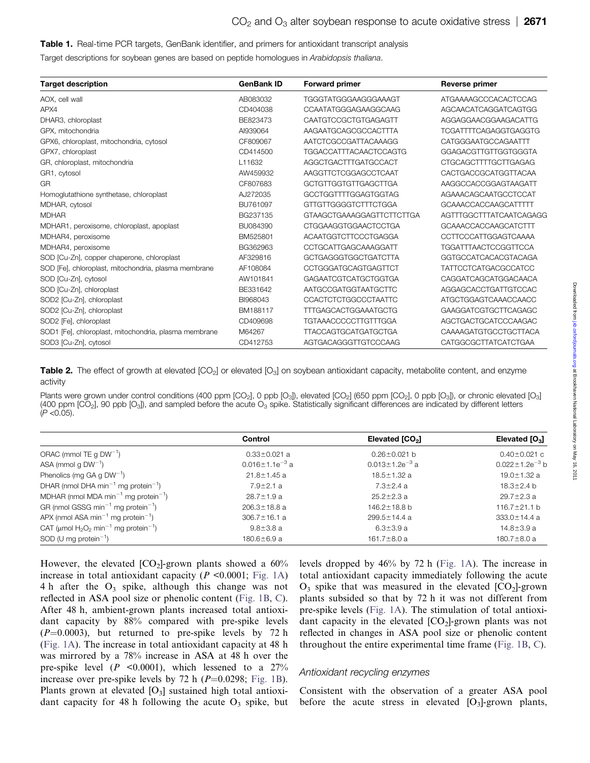**Table 1.** Real-time PCR targets, GenBank identifier, and primers for antioxidant transcript analysis

Target descriptions for soybean genes are based on peptide homologues in *Arabidopsis thaliana*.

| Target description | GenBank ID | Forward primer | Reverse primer |
|---|---|---|---|
| AOX, cell wall | AB083032 | TGGGTATGGGAAGGGAAAGT | ATGAAAAGCCCACACTCCAG |
| APX4 | CD404038 | CCAATATGGGAGAAGGCAAG | AGCAACATCAGGATCAGTGG |
| DHAR3, chloroplast | BE823473 | CAATGTCCGCTGTGAGAGTT | AGGAGGAACGGAAGACATTG |
| GPX, mitochondria | AI939064 | AAGAATGCAGCGCCACTTTA | TCGATTTTCAGAGGTGAGGTG |
| GPX6, chloroplast, mitochondria, cytosol | CF809067 | AATCTCGCCGATTACAAAGG | CATGGGAATGCCAGAATTT |
| GPX7, chloroplast | CD414500 | TGGACCATTTACAACTCCAGTG | GGAGACGTTGTTGGTGGGTA |
| GR, chloroplast, mitochondria | L11632 | AGGCTGACTTTGATGCCACT | CTGCAGCTTTTGCTTGAGAG |
| GR1, cytosol | AW459932 | AAGGTTCTCGGAGCCTCAAT | CACTGACCGCATGGTTACAA |
| GR | CF807683 | GCTGTTGGTGTTGAGCTTGA | AAGGCCACCGGAGTAAGATT |
| Homoglutathione synthetase, chloroplast | AJ272035 | GCCTGGTTTTGGAGTGGTAG | AGAAACAGCAATGCCTCCAT |
| MDHAR, cytosol | BU761097 | GTTGTTGGGGTCTTTCTGGA | GCAAACCACCAAGCATTTTT |
| MDHAR | BG237135 | GTAAGCTGAAAGGAGTTCTTCTTGA | AGTTTGGCTTTATCAATCAGAGG |
| MDHAR1, peroxisome, chloroplast, apoplast | BU084390 | CTGGAAGGTGGAACTCCTGA | GCAAACCACCAAGCATCTTT |
| MDHAR4, peroxisome | BM525801 | ACAATGGTCTTCCCTGAGGA | CCTTCCCATTGGAGTCAAAA |
| MDHAR4, peroxisome | BG362963 | CCTGCATTGAGCAAAGGATT | TGGATTTAACTCCGGTTCCA |
| SOD [Cu-Zn], copper chaperone, chloroplast | AF329816 | GCTGAGGGTGGCTGATCTTA | GGTGCCATCACACGTACAGA |
| SOD [Fe], chloroplast, mitochondria, plasma membrane | AF108084 | CCTGGGATGCAGTGAGTTCT | TATTCCTCATGACGCCATCC |
| SOD [Cu-Zn], cytosol | AW101841 | GAGAATCGTCATGCTGGTGA | CAGGATCAGCATGGACAACA |
| SOD [Cu-Zn], chloroplast | BE331642 | AATGCCGATGGTAATGCTTC | AGGAGCACCTGATTGTCCAC |
| SOD2 [Cu-Zn], chloroplast | BI968043 | CCACTCTCTGGCCCTAATTC | ATGCTGGAGTCAAACCAACC |
| SOD2 [Cu-Zn], chloroplast | BM188117 | TTTGAGCACTGGAAATGCTG | GAAGGATCGTGCTTCAGAGC |
| SOD2 [Fe], chloroplast | CD409698 | TGTAAACCCCCTTGTTTGGA | AGCTGACTGCATCCCAAGAC |
| SOD1 [Fe], chloroplast, mitochondria, plasma membrane | M64267 | TTACCAGTGCATGATGCTGA | CAAAAGATGTGCCTGCTTACA |
| SOD3 [Cu-Zn], cytosol | CD412753 | AGTGACAGGGTTGTCCCAAG | CATGGCGCTTATCATCTGAA |

**Table 2.** The effect of growth at elevated [$CO_2$] or elevated [$O_3$] on soybean antioxidant capacity, metabolite content, and enzyme activity

Plants were grown under control conditions (400 ppm [$CO_2$], 0 ppb [$O_3$]), elevated [$CO_2$] (650 ppm [$CO_2$], 0 ppb [$O_3$]), or chronic elevated [$O_3$] (400 ppm [$CO_2$], 90 ppb [$O_3$]), and sampled before the acute $O_3$ spike. Statistically significant differences are indicated by different letters ($P$ <0.05).

| | Control | Elevated [$CO_2$] | Elevated [$O_3$] |
|---|---|---|---|
| ORAC (mmol TE g $DW^{-1}$) | 0.33±0.021 a | 0.26±0.021 b | 0.40±0.021 c |
| ASA (mmol g $DW^{-1}$) | $0.016 \pm 1.1e^{-3}$ a | $0.013 \pm 1.2e^{-3}$ a | $0.022 \pm 1.2e^{-3}$ b |
| Phenolics (mg GA g $DW^{-1}$) | 21.8±1.45 a | 18.5±1.32 a | 19.0±1.32 a |
| DHAR (nmol DHA $min^{-1}$ mg $protein^{-1}$) | 7.9±2.1 a | 7.3±2.4 a | 18.3±2.4 b |
| MDHAR (nmol MDA $min^{-1}$ mg $protein^{-1}$) | 28.7±1.9 a | 25.2±2.3 a | 29.7±2.3 a |
| GR (nmol GSSG $min^{-1}$ mg $protein^{-1}$) | 206.3±18.8 a | 146.2±18.8 b | 116.7±21.1 b |
| APX (nmol ASA $min^{-1}$ mg $protein^{-1}$) | 306.7±16.1 a | 299.5±14.4 a | 333.0±14.4 a |
| CAT (μmol $H_2O_2$ $min^{-1}$ mg $protein^{-1}$) | 9.8±3.8 a | 6.3±3.9 a | 14.8±3.9 a |
| SOD (U mg $protein^{-1}$) | 180.6±6.9 a | 161.7±8.0 a | 180.7±8.0 a |

However, the elevated [$CO_2$]-grown plants showed a 60% increase in total antioxidant capacity ($P$ <0.0001; Fig. 1A) 4 h after the $O_3$ spike, although this change was not reflected in ASA pool size or phenolic content (Fig. 1B, C). After 48 h, ambient-grown plants increased total antioxidant capacity by 88% compared with pre-spike levels ($P$=0.0003), but returned to pre-spike levels by 72 h (Fig. 1A). The increase in total antioxidant capacity at 48 h was mirrored by a 78% increase in ASA at 48 h over the pre-spike level ($P$ <0.0001), which lessened to a 27% increase over pre-spike levels by 72 h ($P$=0.0298; Fig. 1B). Plants grown at elevated [$O_3$] sustained high total antioxidant capacity for 48 h following the acute $O_3$ spike, but levels dropped by 46% by 72 h (Fig. 1A). The increase in total antioxidant capacity immediately following the acute $O_3$ spike that was measured in the elevated [$CO_2$]-grown plants subsided so that by 72 h it was not different from pre-spike levels (Fig. 1A). The stimulation of total antioxidant capacity in the elevated [$CO_2$]-grown plants was not reflected in changes in ASA pool size or phenolic content throughout the entire experimental time frame (Fig. 1B, C).

### Antioxidant recycling enzymes

Consistent with the observation of a greater ASA pool before the acute stress in elevated [$O_3$]-grown plants,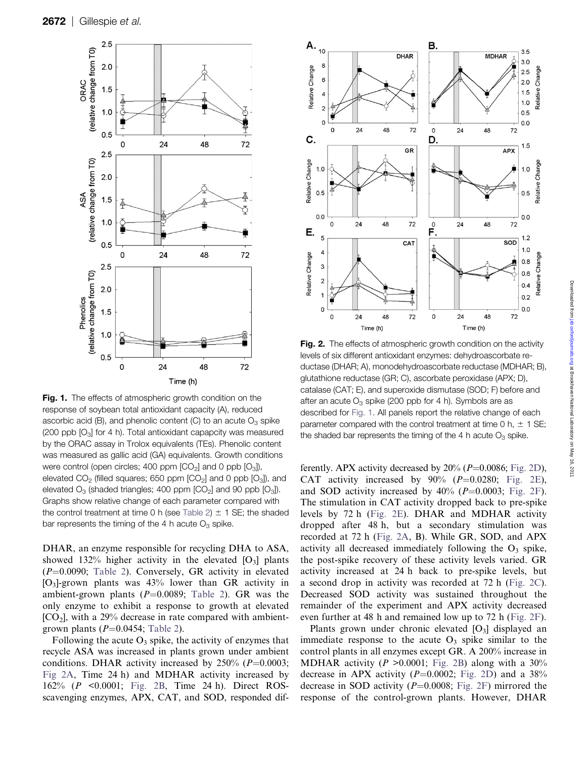**Fig. 1.** The effects of atmospheric growth condition on the response of soybean total antioxidant capacity (A), reduced ascorbic acid (B), and phenolic content (C) to an acute $O_3$ spike (200 ppb [$O_3$] for 4 h). Total antioxidant capapcity was measured by the ORAC assay in Trolox equivalents (TEs). Phenolic content was measured as gallic acid (GA) equivalents. Growth conditions were control (open circles; 400 ppm [$CO_2$] and 0 ppb [$O_3$]), elevated $CO_2$ (filled squares; 650 ppm [$CO_2$] and 0 ppb [$O_3$]), and elevated $O_3$ (shaded triangles; 400 ppm [$CO_2$] and 90 ppb [$O_3$]). Graphs show relative change of each parameter compared with the control treatment at time 0 h (see Table 2) $\pm$ 1 SE; the shaded bar represents the timing of the 4 h acute $O_3$ spike.

**Fig. 2.** The effects of atmospheric growth condition on the activity levels of six different antioxidant enzymes: dehydroascorbate reductase (DHAR; A), monodehydroascorbate reductase (MDHAR; B), glutathione reductase (GR; C), ascorbate peroxidase (APX; D), catalase (CAT; E), and superoxide dismutase (SOD; F) before and after an acute $O_3$ spike (200 ppb for 4 h). Symbols are as described for Fig. 1. All panels report the relative change of each parameter compared with the control treatment at time 0 h, $\pm$ 1 SE; the shaded bar represents the timing of the 4 h acute $O_3$ spike.

DHAR, an enzyme responsible for recycling DHA to ASA, showed 132% higher activity in the elevated [$O_3$] plants ($P$=0.0090; Table 2). Conversely, GR activity in elevated [$O_3$]-grown plants was 43% lower than GR activity in ambient-grown plants ($P$=0.0089; Table 2). GR was the only enzyme to exhibit a response to growth at elevated [$CO_2$], with a 29% decrease in rate compared with ambient-grown plants ($P$=0.0454; Table 2).

Following the acute $O_3$ spike, the activity of enzymes that recycle ASA was increased in plants grown under ambient conditions. DHAR activity increased by 250% ($P$=0.0003; Fig 2A, Time 24 h) and MDHAR activity increased by 162% ($P$ <0.0001; Fig. 2B, Time 24 h). Direct ROS-scavenging enzymes, APX, CAT, and SOD, responded differently. APX activity decreased by 20% ($P$=0.0086; Fig. 2D), CAT activity increased by 90% ($P$=0.0280; Fig. 2E), and SOD activity increased by 40% ($P$=0.0003; Fig. 2F). The stimulation in CAT activity dropped back to pre-spike levels by 72 h (Fig. 2E). DHAR and MDHAR activity dropped after 48 h, but a secondary stimulation was recorded at 72 h (Fig. 2A, B). While GR, SOD, and APX activity all decreased immediately following the $O_3$ spike, the post-spike recovery of these activity levels varied. GR activity increased at 24 h back to pre-spike levels, but a second drop in activity was recorded at 72 h (Fig. 2C). Decreased SOD activity was sustained throughout the remainder of the experiment and APX activity decreased even further at 48 h and remained low up to 72 h (Fig. 2F).

Plants grown under chronic elevated [$O_3$] displayed an immediate response to the acute $O_3$ spike similar to the control plants in all enzymes except GR. A 200% increase in MDHAR activity ($P$ >0.0001; Fig. 2B) along with a 30% decrease in APX activity ($P$=0.0002; Fig. 2D) and a 38% decrease in SOD activity ($P$=0.0008; Fig. 2F) mirrored the response of the control-grown plants. However, DHAR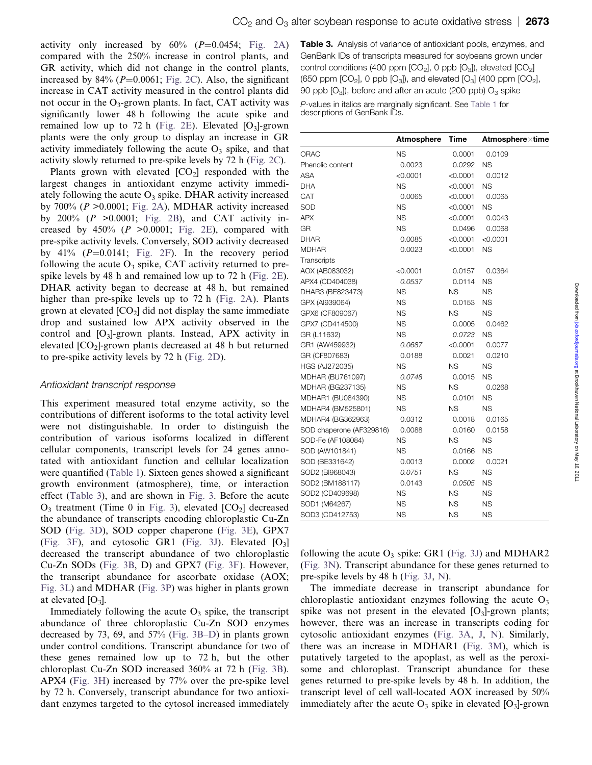activity only increased by 60% ($P$=0.0454; Fig. 2A) compared with the 250% increase in control plants, and GR activity, which did not change in the control plants, increased by 84% ($P$=0.0061; Fig. 2C). Also, the significant increase in CAT activity measured in the control plants did not occur in the $O_3$-grown plants. In fact, CAT activity was significantly lower 48 h following the acute spike and remained low up to 72 h (Fig. 2E). Elevated [$O_3$]-grown plants were the only group to display an increase in GR activity immediately following the acute $O_3$ spike, and that activity slowly returned to pre-spike levels by 72 h (Fig. 2C).

Plants grown with elevated [$CO_2$] responded with the largest changes in antioxidant enzyme activity immediately following the acute $O_3$ spike. DHAR activity increased by 700% ($P$ >0.0001; Fig. 2A), MDHAR activity increased by 200% ($P$ >0.0001; Fig. 2B), and CAT activity increased by 450% ($P$ >0.0001; Fig. 2E), compared with pre-spike activity levels. Conversely, SOD activity decreased by 41% ($P$=0.0141; Fig. 2F). In the recovery period following the acute $O_3$ spike, CAT activity returned to pre-spike levels by 48 h and remained low up to 72 h (Fig. 2E). DHAR activity began to decrease at 48 h, but remained higher than pre-spike levels up to 72 h (Fig. 2A). Plants grown at elevated [$CO_2$] did not display the same immediate drop and sustained low APX activity observed in the control and [$O_3$]-grown plants. Instead, APX activity in elevated [$CO_2$]-grown plants decreased at 48 h but returned to pre-spike activity levels by 72 h (Fig. 2D).

### Antioxidant transcript response

This experiment measured total enzyme activity, so the contributions of different isoforms to the total activity level were not distinguishable. In order to distinguish the contribution of various isoforms localized in different cellular components, transcript levels for 24 genes annotated with antioxidant function and cellular localization were quantified (Table 1). Sixteen genes showed a significant growth environment (atmosphere), time, or interaction effect (Table 3), and are shown in Fig. 3. Before the acute $O_3$ treatment (Time 0 in Fig. 3), elevated [$CO_2$] decreased the abundance of transcripts encoding chloroplastic Cu-Zn SOD (Fig. 3D), SOD copper chaperone (Fig. 3E), GPX7 (Fig. 3F), and cytosolic GR1 (Fig. 3J). Elevated [$O_3$] decreased the transcript abundance of two chloroplastic Cu-Zn SODs (Fig. 3B, D) and GPX7 (Fig. 3F). However, the transcript abundance for ascorbate oxidase (AOX; Fig. 3L) and MDHAR (Fig. 3P) was higher in plants grown at elevated [$O_3$].

Immediately following the acute $O_3$ spike, the transcript abundance of three chloroplastic Cu-Zn SOD enzymes decreased by 73, 69, and 57% (Fig. 3B–D) in plants grown under control conditions. Transcript abundance for two of these genes remained low up to 72 h, but the other chloroplast Cu-Zn SOD increased 360% at 72 h (Fig. 3B). APX4 (Fig. 3H) increased by 77% over the pre-spike level by 72 h. Conversely, transcript abundance for two antioxidant enzymes targeted to the cytosol increased immediately following the acute $O_3$ spike: GR1 (Fig. 3J) and MDHAR2 (Fig. 3N). Transcript abundance for these genes returned to pre-spike levels by 48 h (Fig. 3J, N).

The immediate decrease in transcript abundance for chloroplastic antioxidant enzymes following the acute $O_3$ spike was not present in the elevated [$O_3$]-grown plants; however, there was an increase in transcripts coding for cytosolic antioxidant enzymes (Fig. 3A, J, N). Similarly, there was an increase in MDHAR1 (Fig. 3M), which is putatively targeted to the apoplast, as well as the peroxisome and chloroplast. Transcript abundance for these genes returned to pre-spike levels by 48 h. In addition, the transcript level of cell wall-located AOX increased by 50% immediately after the acute $O_3$ spike in elevated [$O_3$]-grown

**Table 3.** Analysis of variance of antioxidant pools, enzymes, and GenBank IDs of transcripts measured for soybeans grown under control conditions (400 ppm [$CO_2$], 0 ppb [$O_3$]), elevated [$CO_2$] (650 ppm [$CO_2$], 0 ppb [$O_3$]), and elevated [$O_3$] (400 ppm [$CO_2$], 90 ppb [$O_3$]), before and after an acute (200 ppb) $O_3$ spike

*P*-values in italics are marginally significant. See Table 1 for descriptions of GenBank IDs.

| | Atmosphere | Time | Atmosphere×time |
|---|---|---|---|
| ORAC | NS | 0.0001 | 0.0109 |
| Phenolic content | 0.0023 | 0.0292 | NS |
| ASA | <0.0001 | <0.0001 | 0.0012 |
| DHA | NS | <0.0001 | NS |
| CAT | 0.0065 | <0.0001 | 0.0065 |
| SOD | NS | <0.0001 | NS |
| APX | NS | <0.0001 | 0.0043 |
| GR | NS | 0.0496 | 0.0068 |
| DHAR | 0.0085 | <0.0001 | <0.0001 |
| MDHAR | 0.0023 | <0.0001 | NS |
| Transcripts | | | |
| AOX (AB083032) | <0.0001 | 0.0157 | 0.0364 |
| APX4 (CD404038) | *0.0537* | 0.0114 | NS |
| DHAR3 (BE823473) | NS | NS | NS |
| GPX (AI939064) | NS | 0.0153 | NS |
| GPX6 (CF809067) | NS | NS | NS |
| GPX7 (CD414500) | NS | 0.0005 | 0.0462 |
| GR (L11632) | NS | *0.0723* | NS |
| GR1 (AW459932) | *0.0687* | <0.0001 | 0.0077 |
| GR (CF807683) | 0.0188 | 0.0021 | 0.0210 |
| HGS (AJ272035) | NS | NS | NS |
| MDHAR (BU761097) | *0.0748* | 0.0015 | NS |
| MDHAR (BG237135) | NS | NS | 0.0268 |
| MDHAR1 (BU084390) | NS | 0.0101 | NS |
| MDHAR4 (BM525801) | NS | NS | NS |
| MDHAR4 (BG362963) | 0.0312 | 0.0018 | 0.0165 |
| SOD chaperone (AF329816) | 0.0088 | 0.0160 | 0.0158 |
| SOD-Fe (AF108084) | NS | NS | NS |
| SOD (AW101841) | NS | 0.0166 | NS |
| SOD (BE331642) | 0.0013 | 0.0002 | 0.0021 |
| SOD2 (BI968043) | *0.0751* | NS | NS |
| SOD2 (BM188117) | 0.0143 | *0.0505* | NS |
| SOD2 (CD409698) | NS | NS | NS |
| SOD1 (M64267) | NS | NS | NS |
| SOD3 (CD412753) | NS | NS | NS |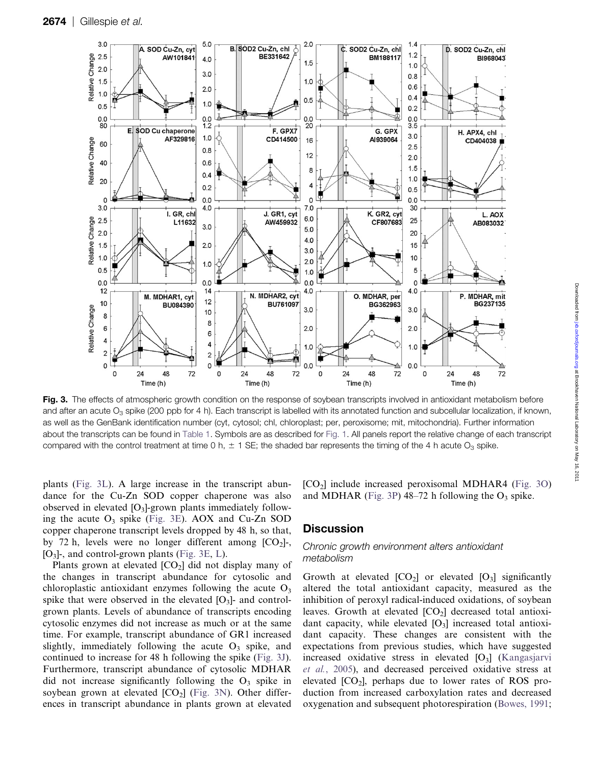**Fig. 3.** The effects of atmospheric growth condition on the response of soybean transcripts involved in antioxidant metabolism before and after an acute $O_3$ spike (200 ppb for 4 h). Each transcript is labelled with its annotated function and subcellular localization, if known, as well as the GenBank identification number (cyt, cytosol; chl, chloroplast; per, peroxisome; mit, mitochondria). Further information about the transcripts can be found in Table 1. Symbols are as described for Fig. 1. All panels report the relative change of each transcript compared with the control treatment at time 0 h, ± 1 SE; the shaded bar represents the timing of the 4 h acute $O_3$ spike.

plants (Fig. 3L). A large increase in the transcript abundance for the Cu-Zn SOD copper chaperone was also observed in elevated [$O_3$]-grown plants immediately following the acute $O_3$ spike (Fig. 3E). AOX and Cu-Zn SOD copper chaperone transcript levels dropped by 48 h, so that, by 72 h, levels were no longer different among [$CO_2$]-, [$O_3$]-, and control-grown plants (Fig. 3E, L).

Plants grown at elevated [$CO_2$] did not display many of the changes in transcript abundance for cytosolic and chloroplastic antioxidant enzymes following the acute $O_3$ spike that were observed in the elevated [$O_3$]- and control-grown plants. Levels of abundance of transcripts encoding cytosolic enzymes did not increase as much or at the same time. For example, transcript abundance of GR1 increased slightly, immediately following the acute $O_3$ spike, and continued to increase for 48 h following the spike (Fig. 3J). Furthermore, transcript abundance of cytosolic MDHAR did not increase significantly following the $O_3$ spike in soybean grown at elevated [$CO_2$] (Fig. 3N). Other differences in transcript abundance in plants grown at elevated [$CO_2$] include increased peroxisomal MDHAR4 (Fig. 3O) and MDHAR (Fig. 3P) 48–72 h following the $O_3$ spike.

## Discussion

### *Chronic growth environment alters antioxidant metabolism*

Growth at elevated [$CO_2$] or elevated [$O_3$] significantly altered the total antioxidant capacity, measured as the inhibition of peroxyl radical-induced oxidations, of soybean leaves. Growth at elevated [$CO_2$] decreased total antioxidant capacity, while elevated [$O_3$] increased total antioxidant capacity. These changes are consistent with the expectations from previous studies, which have suggested increased oxidative stress in elevated [$O_3$] (Kangasjarvi *et al.*, 2005), and decreased perceived oxidative stress at elevated [$CO_2$], perhaps due to lower rates of ROS production from increased carboxylation rates and decreased oxygenation and subsequent photorespiration (Bowes, 1991;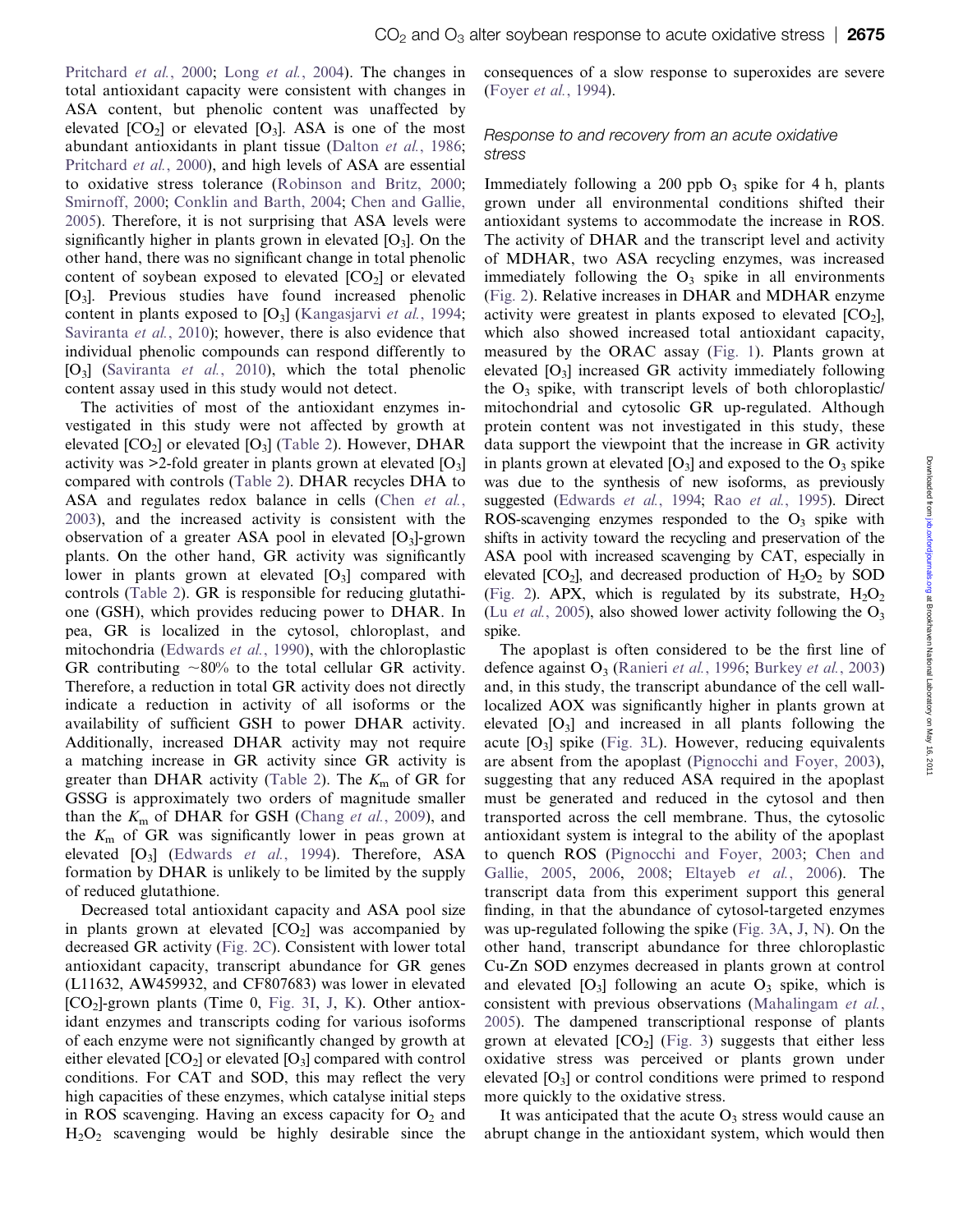Pritchard *et al.*, 2000; Long *et al.*, 2004). The changes in total antioxidant capacity were consistent with changes in ASA content, but phenolic content was unaffected by elevated [$CO_2$] or elevated [$O_3$]. ASA is one of the most abundant antioxidants in plant tissue (Dalton *et al.*, 1986; Pritchard *et al.*, 2000), and high levels of ASA are essential to oxidative stress tolerance (Robinson and Britz, 2000; Smirnoff, 2000; Conklin and Barth, 2004; Chen and Gallie, 2005). Therefore, it is not surprising that ASA levels were significantly higher in plants grown in elevated [$O_3$]. On the other hand, there was no significant change in total phenolic content of soybean exposed to elevated [$CO_2$] or elevated [$O_3$]. Previous studies have found increased phenolic content in plants exposed to [$O_3$] (Kangasjarvi *et al.*, 1994; Saviranta *et al.*, 2010); however, there is also evidence that individual phenolic compounds can respond differently to [$O_3$] (Saviranta *et al.*, 2010), which the total phenolic content assay used in this study would not detect.

The activities of most of the antioxidant enzymes investigated in this study were not affected by growth at elevated [$CO_2$] or elevated [$O_3$] (Table 2). However, DHAR activity was >2-fold greater in plants grown at elevated [$O_3$] compared with controls (Table 2). DHAR recycles DHA to ASA and regulates redox balance in cells (Chen *et al.*, 2003), and the increased activity is consistent with the observation of a greater ASA pool in elevated [$O_3$]-grown plants. On the other hand, GR activity was significantly lower in plants grown at elevated [$O_3$] compared with controls (Table 2). GR is responsible for reducing glutathione (GSH), which provides reducing power to DHAR. In pea, GR is localized in the cytosol, chloroplast, and mitochondria (Edwards *et al.*, 1990), with the chloroplastic GR contributing ~80% to the total cellular GR activity. Therefore, a reduction in total GR activity does not directly indicate a reduction in activity of all isoforms or the availability of sufficient GSH to power DHAR activity. Additionally, increased DHAR activity may not require a matching increase in GR activity since GR activity is greater than DHAR activity (Table 2). The $K_m$ of GR for GSSG is approximately two orders of magnitude smaller than the $K_m$ of DHAR for GSH (Chang *et al.*, 2009), and the $K_m$ of GR was significantly lower in peas grown at elevated [$O_3$] (Edwards *et al.*, 1994). Therefore, ASA formation by DHAR is unlikely to be limited by the supply of reduced glutathione.

Decreased total antioxidant capacity and ASA pool size in plants grown at elevated [$CO_2$] was accompanied by decreased GR activity (Fig. 2C). Consistent with lower total antioxidant capacity, transcript abundance for GR genes (L11632, AW459932, and CF807683) was lower in elevated [$CO_2$]-grown plants (Time 0, Fig. 3I, J, K). Other antioxidant enzymes and transcripts coding for various isoforms of each enzyme were not significantly changed by growth at either elevated [$CO_2$] or elevated [$O_3$] compared with control conditions. For CAT and SOD, this may reflect the very high capacities of these enzymes, which catalyse initial steps in ROS scavenging. Having an excess capacity for $O_2$ and $H_2O_2$ scavenging would be highly desirable since the consequences of a slow response to superoxides are severe (Foyer *et al.*, 1994).

### Response to and recovery from an acute oxidative stress

Immediately following a 200 ppb $O_3$ spike for 4 h, plants grown under all environmental conditions shifted their antioxidant systems to accommodate the increase in ROS. The activity of DHAR and the transcript level and activity of MDHAR, two ASA recycling enzymes, was increased immediately following the $O_3$ spike in all environments (Fig. 2). Relative increases in DHAR and MDHAR enzyme activity were greatest in plants exposed to elevated [$CO_2$], which also showed increased total antioxidant capacity, measured by the ORAC assay (Fig. 1). Plants grown at elevated [$O_3$] increased GR activity immediately following the $O_3$ spike, with transcript levels of both chloroplastic/mitochondrial and cytosolic GR up-regulated. Although protein content was not investigated in this study, these data support the viewpoint that the increase in GR activity in plants grown at elevated [$O_3$] and exposed to the $O_3$ spike was due to the synthesis of new isoforms, as previously suggested (Edwards *et al.*, 1994; Rao *et al.*, 1995). Direct ROS-scavenging enzymes responded to the $O_3$ spike with shifts in activity toward the recycling and preservation of the ASA pool with increased scavenging by CAT, especially in elevated [$CO_2$], and decreased production of $H_2O_2$ by SOD (Fig. 2). APX, which is regulated by its substrate, $H_2O_2$ (Lu *et al.*, 2005), also showed lower activity following the $O_3$ spike.

The apoplast is often considered to be the first line of defence against $O_3$ (Ranieri *et al.*, 1996; Burkey *et al.*, 2003) and, in this study, the transcript abundance of the cell wall-localized AOX was significantly higher in plants grown at elevated [$O_3$] and increased in all plants following the acute [$O_3$] spike (Fig. 3L). However, reducing equivalents are absent from the apoplast (Pignocchi and Foyer, 2003), suggesting that any reduced ASA required in the apoplast must be generated and reduced in the cytosol and then transported across the cell membrane. Thus, the cytosolic antioxidant system is integral to the ability of the apoplast to quench ROS (Pignocchi and Foyer, 2003; Chen and Gallie, 2005, 2006, 2008; Eltayeb *et al.*, 2006). The transcript data from this experiment support this general finding, in that the abundance of cytosol-targeted enzymes was up-regulated following the spike (Fig. 3A, J, N). On the other hand, transcript abundance for three chloroplastic Cu-Zn SOD enzymes decreased in plants grown at control and elevated [$O_3$] following an acute $O_3$ spike, which is consistent with previous observations (Mahalingam *et al.*, 2005). The dampened transcriptional response of plants grown at elevated [$CO_2$] (Fig. 3) suggests that either less oxidative stress was perceived or plants grown under elevated [$O_3$] or control conditions were primed to respond more quickly to the oxidative stress.

It was anticipated that the acute $O_3$ stress would cause an abrupt change in the antioxidant system, which would then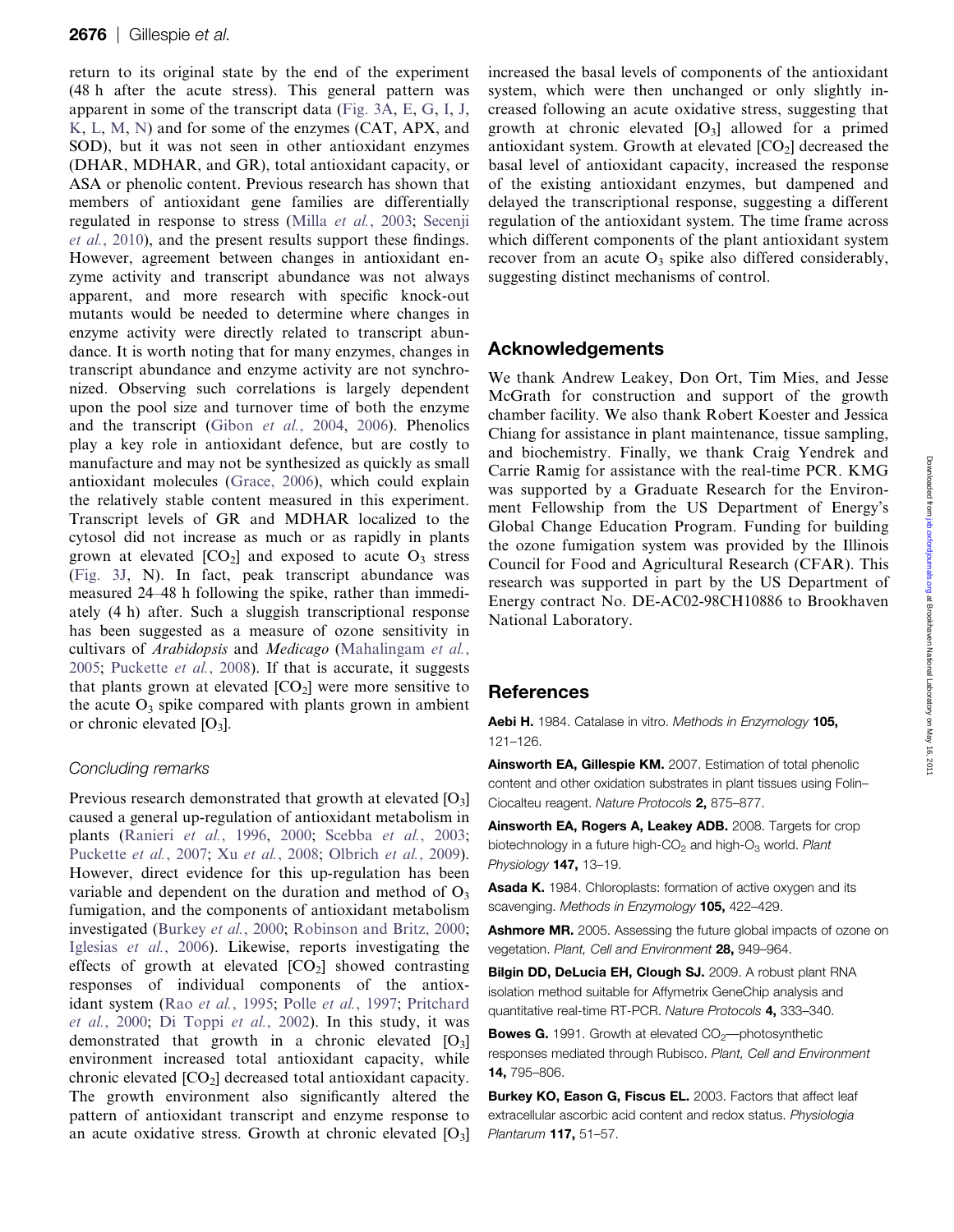return to its original state by the end of the experiment (48 h after the acute stress). This general pattern was apparent in some of the transcript data (Fig. 3A, E, G, I, J, K, L, M, N) and for some of the enzymes (CAT, APX, and SOD), but it was not seen in other antioxidant enzymes (DHAR, MDHAR, and GR), total antioxidant capacity, or ASA or phenolic content. Previous research has shown that members of antioxidant gene families are differentially regulated in response to stress (Milla *et al.*, 2003; Secenji *et al.*, 2010), and the present results support these findings. However, agreement between changes in antioxidant enzyme activity and transcript abundance was not always apparent, and more research with specific knock-out mutants would be needed to determine where changes in enzyme activity were directly related to transcript abundance. It is worth noting that for many enzymes, changes in transcript abundance and enzyme activity are not synchronized. Observing such correlations is largely dependent upon the pool size and turnover time of both the enzyme and the transcript (Gibon *et al.*, 2004, 2006). Phenolics play a key role in antioxidant defence, but are costly to manufacture and may not be synthesized as quickly as small antioxidant molecules (Grace, 2006), which could explain the relatively stable content measured in this experiment. Transcript levels of GR and MDHAR localized to the cytosol did not increase as much or as rapidly in plants grown at elevated [$CO_2$] and exposed to acute $O_3$ stress (Fig. 3J, N). In fact, peak transcript abundance was measured 24–48 h following the spike, rather than immediately (4 h) after. Such a sluggish transcriptional response has been suggested as a measure of ozone sensitivity in cultivars of *Arabidopsis* and *Medicago* (Mahalingam *et al.*, 2005; Puckette *et al.*, 2008). If that is accurate, it suggests that plants grown at elevated [$CO_2$] were more sensitive to the acute $O_3$ spike compared with plants grown in ambient or chronic elevated [$O_3$].

### Concluding remarks

Previous research demonstrated that growth at elevated [$O_3$] caused a general up-regulation of antioxidant metabolism in plants (Ranieri *et al.*, 1996, 2000; Scebba *et al.*, 2003; Puckette *et al.*, 2007; Xu *et al.*, 2008; Olbrich *et al.*, 2009). However, direct evidence for this up-regulation has been variable and dependent on the duration and method of $O_3$ fumigation, and the components of antioxidant metabolism investigated (Burkey *et al.*, 2000; Robinson and Britz, 2000; Iglesias *et al.*, 2006). Likewise, reports investigating the effects of growth at elevated [$CO_2$] showed contrasting responses of individual components of the antioxidant system (Rao *et al.*, 1995; Polle *et al.*, 1997; Pritchard *et al.*, 2000; Di Toppi *et al.*, 2002). In this study, it was demonstrated that growth in a chronic elevated [$O_3$] environment increased total antioxidant capacity, while chronic elevated [$CO_2$] decreased total antioxidant capacity. The growth environment also significantly altered the pattern of antioxidant transcript and enzyme response to an acute oxidative stress. Growth at chronic elevated [$O_3$] increased the basal levels of components of the antioxidant system, which were then unchanged or only slightly increased following an acute oxidative stress, suggesting that growth at chronic elevated [$O_3$] allowed for a primed antioxidant system. Growth at elevated [$CO_2$] decreased the basal level of antioxidant capacity, increased the response of the existing antioxidant enzymes, but dampened and delayed the transcriptional response, suggesting a different regulation of the antioxidant system. The time frame across which different components of the plant antioxidant system recover from an acute $O_3$ spike also differed considerably, suggesting distinct mechanisms of control.

## Acknowledgements

We thank Andrew Leakey, Don Ort, Tim Mies, and Jesse McGrath for construction and support of the growth chamber facility. We also thank Robert Koester and Jessica Chiang for assistance in plant maintenance, tissue sampling, and biochemistry. Finally, we thank Craig Yendrek and Carrie Ramig for assistance with the real-time PCR. KMG was supported by a Graduate Research for the Environment Fellowship from the US Department of Energy's Global Change Education Program. Funding for building the ozone fumigation system was provided by the Illinois Council for Food and Agricultural Research (CFAR). This research was supported in part by the US Department of Energy contract No. DE-AC02-98CH10886 to Brookhaven National Laboratory.

## References

**Aebi H.** 1984. Catalase in vitro. *Methods in Enzymology* **105,** 121–126.

**Ainsworth EA, Gillespie KM.** 2007. Estimation of total phenolic content and other oxidation substrates in plant tissues using Folin–Ciocalteu reagent. *Nature Protocols* **2,** 875–877.

**Ainsworth EA, Rogers A, Leakey ADB.** 2008. Targets for crop biotechnology in a future high-$CO_2$ and high-$O_3$ world. *Plant Physiology* **147,** 13–19.

**Asada K.** 1984. Chloroplasts: formation of active oxygen and its scavenging. *Methods in Enzymology* **105,** 422–429.

**Ashmore MR.** 2005. Assessing the future global impacts of ozone on vegetation. *Plant, Cell and Environment* **28,** 949–964.

**Bilgin DD, DeLucia EH, Clough SJ.** 2009. A robust plant RNA isolation method suitable for Affymetrix GeneChip analysis and quantitative real-time RT-PCR. *Nature Protocols* **4,** 333–340.

**Bowes G.** 1991. Growth at elevated $CO_2$—photosynthetic responses mediated through Rubisco. *Plant, Cell and Environment* **14,** 795–806.

**Burkey KO, Eason G, Fiscus EL.** 2003. Factors that affect leaf extracellular ascorbic acid content and redox status. *Physiologia Plantarum* **117,** 51–57.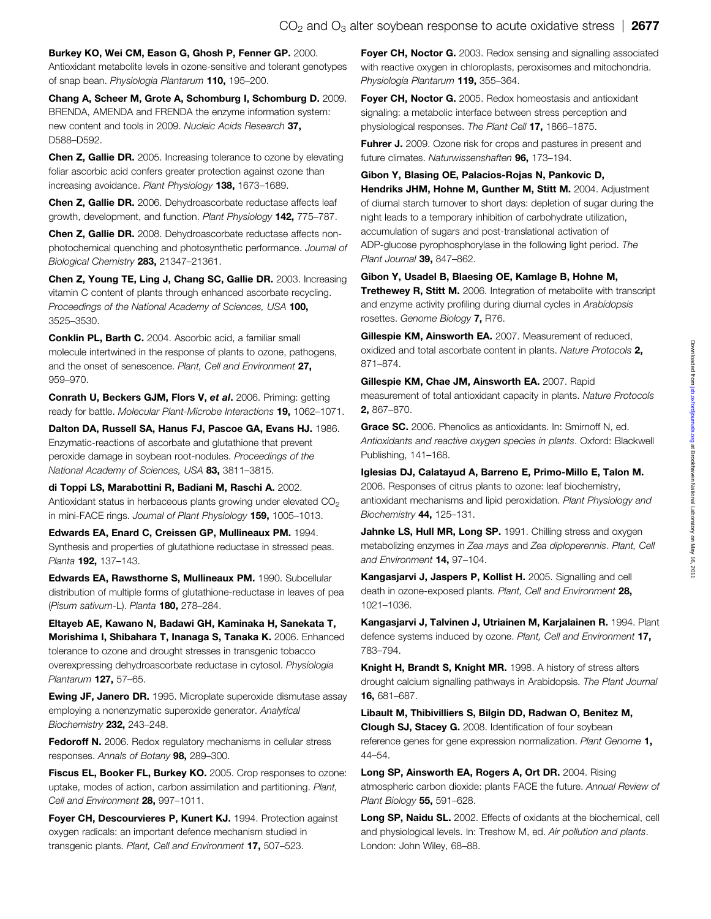**Burkey KO, Wei CM, Eason G, Ghosh P, Fenner GP.** 2000. Antioxidant metabolite levels in ozone-sensitive and tolerant genotypes of snap bean. *Physiologia Plantarum* **110,** 195–200.

**Chang A, Scheer M, Grote A, Schomburg I, Schomburg D.** 2009. BRENDA, AMENDA and FRENDA the enzyme information system: new content and tools in 2009. *Nucleic Acids Research* **37,** D588–D592.

**Chen Z, Gallie DR.** 2005. Increasing tolerance to ozone by elevating foliar ascorbic acid confers greater protection against ozone than increasing avoidance. *Plant Physiology* **138,** 1673–1689.

**Chen Z, Gallie DR.** 2006. Dehydroascorbate reductase affects leaf growth, development, and function. *Plant Physiology* **142,** 775–787.

**Chen Z, Gallie DR.** 2008. Dehydroascorbate reductase affects non-photochemical quenching and photosynthetic performance. *Journal of Biological Chemistry* **283,** 21347–21361.

**Chen Z, Young TE, Ling J, Chang SC, Gallie DR.** 2003. Increasing vitamin C content of plants through enhanced ascorbate recycling. *Proceedings of the National Academy of Sciences, USA* **100,** 3525–3530.

**Conklin PL, Barth C.** 2004. Ascorbic acid, a familiar small molecule intertwined in the response of plants to ozone, pathogens, and the onset of senescence. *Plant, Cell and Environment* **27,** 959–970.

**Conrath U, Beckers GJM, Flors V, *et al*.** 2006. Priming: getting ready for battle. *Molecular Plant-Microbe Interactions* **19,** 1062–1071.

**Dalton DA, Russell SA, Hanus FJ, Pascoe GA, Evans HJ.** 1986. Enzymatic-reactions of ascorbate and glutathione that prevent peroxide damage in soybean root-nodules. *Proceedings of the National Academy of Sciences, USA* **83,** 3811–3815.

**di Toppi LS, Marabottini R, Badiani M, Raschi A.** 2002. Antioxidant status in herbaceous plants growing under elevated $CO_2$ in mini-FACE rings. *Journal of Plant Physiology* **159,** 1005–1013.

**Edwards EA, Enard C, Creissen GP, Mullineaux PM.** 1994. Synthesis and properties of glutathione reductase in stressed peas. *Planta* **192,** 137–143.

**Edwards EA, Rawsthorne S, Mullineaux PM.** 1990. Subcellular distribution of multiple forms of glutathione-reductase in leaves of pea (*Pisum sativum*-L). *Planta* **180,** 278–284.

**Eltayeb AE, Kawano N, Badawi GH, Kaminaka H, Sanekata T, Morishima I, Shibahara T, Inanaga S, Tanaka K.** 2006. Enhanced tolerance to ozone and drought stresses in transgenic tobacco overexpressing dehydroascorbate reductase in cytosol. *Physiologia Plantarum* **127,** 57–65.

**Ewing JF, Janero DR.** 1995. Microplate superoxide dismutase assay employing a nonenzymatic superoxide generator. *Analytical Biochemistry* **232,** 243–248.

**Fedoroff N.** 2006. Redox regulatory mechanisms in cellular stress responses. *Annals of Botany* **98,** 289–300.

**Fiscus EL, Booker FL, Burkey KO.** 2005. Crop responses to ozone: uptake, modes of action, carbon assimilation and partitioning. *Plant, Cell and Environment* **28,** 997–1011.

**Foyer CH, Descourvieres P, Kunert KJ.** 1994. Protection against oxygen radicals: an important defence mechanism studied in transgenic plants. *Plant, Cell and Environment* **17,** 507–523.

**Foyer CH, Noctor G.** 2003. Redox sensing and signalling associated with reactive oxygen in chloroplasts, peroxisomes and mitochondria. *Physiologia Plantarum* **119,** 355–364.

**Foyer CH, Noctor G.** 2005. Redox homeostasis and antioxidant signaling: a metabolic interface between stress perception and physiological responses. *The Plant Cell* **17,** 1866–1875.

**Fuhrer J.** 2009. Ozone risk for crops and pastures in present and future climates. *Naturwissenshaften* **96,** 173–194.

**Gibon Y, Blasing OE, Palacios-Rojas N, Pankovic D, Hendriks JHM, Hohne M, Gunther M, Stitt M.** 2004. Adjustment of diurnal starch turnover to short days: depletion of sugar during the night leads to a temporary inhibition of carbohydrate utilization, accumulation of sugars and post-translational activation of ADP-glucose pyrophosphorylase in the following light period. *The Plant Journal* **39,** 847–862.

**Gibon Y, Usadel B, Blaesing OE, Kamlage B, Hohne M, Trethewey R, Stitt M.** 2006. Integration of metabolite with transcript and enzyme activity profiling during diurnal cycles in *Arabidopsis* rosettes. *Genome Biology* **7,** R76.

**Gillespie KM, Ainsworth EA.** 2007. Measurement of reduced, oxidized and total ascorbate content in plants. *Nature Protocols* **2,** 871–874.

**Gillespie KM, Chae JM, Ainsworth EA.** 2007. Rapid measurement of total antioxidant capacity in plants. *Nature Protocols* **2,** 867–870.

**Grace SC.** 2006. Phenolics as antioxidants. In: Smirnoff N, ed. *Antioxidants and reactive oxygen species in plants*. Oxford: Blackwell Publishing, 141–168.

**Iglesias DJ, Calatayud A, Barreno E, Primo-Millo E, Talon M.** 2006. Responses of citrus plants to ozone: leaf biochemistry, antioxidant mechanisms and lipid peroxidation. *Plant Physiology and Biochemistry* **44,** 125–131.

**Jahnke LS, Hull MR, Long SP.** 1991. Chilling stress and oxygen metabolizing enzymes in *Zea mays* and *Zea diploperennis*. *Plant, Cell and Environment* **14,** 97–104.

**Kangasjarvi J, Jaspers P, Kollist H.** 2005. Signalling and cell death in ozone-exposed plants. *Plant, Cell and Environment* **28,** 1021–1036.

**Kangasjarvi J, Talvinen J, Utriainen M, Karjalainen R.** 1994. Plant defence systems induced by ozone. *Plant, Cell and Environment* **17,** 783–794.

**Knight H, Brandt S, Knight MR.** 1998. A history of stress alters drought calcium signalling pathways in Arabidopsis. *The Plant Journal* **16,** 681–687.

**Libault M, Thibivilliers S, Bilgin DD, Radwan O, Benitez M, Clough SJ, Stacey G.** 2008. Identification of four soybean reference genes for gene expression normalization. *Plant Genome* **1,** 44–54.

**Long SP, Ainsworth EA, Rogers A, Ort DR.** 2004. Rising atmospheric carbon dioxide: plants FACE the future. *Annual Review of Plant Biology* **55,** 591–628.

**Long SP, Naidu SL.** 2002. Effects of oxidants at the biochemical, cell and physiological levels. In: Treshow M, ed. *Air pollution and plants*. London: John Wiley, 68–88.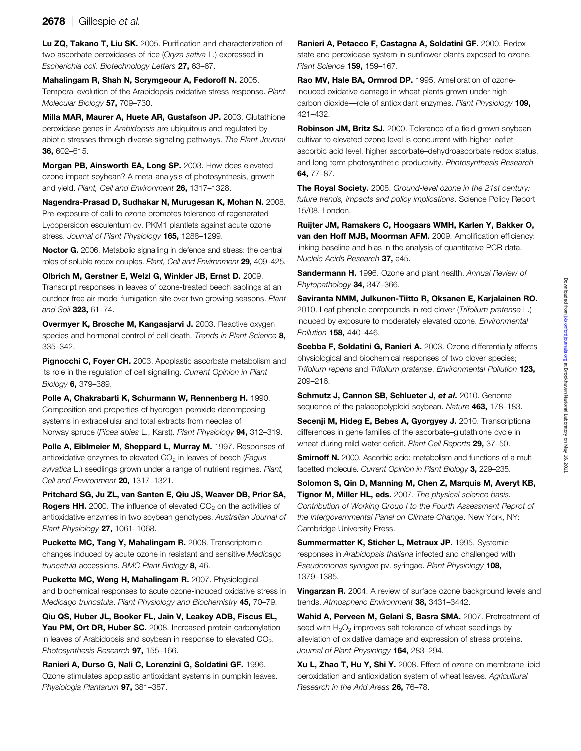**Lu ZQ, Takano T, Liu SK.** 2005. Purification and characterization of two ascorbate peroxidases of rice (*Oryza sativa* L.) expressed in *Escherichia coli*. *Biotechnology Letters* **27,** 63–67.

**Mahalingam R, Shah N, Scrymgeour A, Fedoroff N.** 2005. Temporal evolution of the Arabidopsis oxidative stress response. *Plant Molecular Biology* **57,** 709–730.

**Milla MAR, Maurer A, Huete AR, Gustafson JP.** 2003. Glutathione peroxidase genes in *Arabidopsis* are ubiquitous and regulated by abiotic stresses through diverse signaling pathways. *The Plant Journal* **36,** 602–615.

**Morgan PB, Ainsworth EA, Long SP.** 2003. How does elevated ozone impact soybean? A meta-analysis of photosynthesis, growth and yield. *Plant, Cell and Environment* **26,** 1317–1328.

**Nagendra-Prasad D, Sudhakar N, Murugesan K, Mohan N.** 2008. Pre-exposure of calli to ozone promotes tolerance of regenerated Lycopersicon esculentum cv. PKM1 plantlets against acute ozone stress. *Journal of Plant Physiology* **165,** 1288–1299.

**Noctor G.** 2006. Metabolic signalling in defence and stress: the central roles of soluble redox couples. *Plant, Cell and Environment* **29,** 409–425.

**Olbrich M, Gerstner E, Welzl G, Winkler JB, Ernst D.** 2009. Transcript responses in leaves of ozone-treated beech saplings at an outdoor free air model fumigation site over two growing seasons. *Plant and Soil* **323,** 61–74.

**Overmyer K, Brosche M, Kangasjarvi J.** 2003. Reactive oxygen species and hormonal control of cell death. *Trends in Plant Science* **8,** 335–342.

**Pignocchi C, Foyer CH.** 2003. Apoplastic ascorbate metabolism and its role in the regulation of cell signalling. *Current Opinion in Plant Biology* **6,** 379–389.

**Polle A, Chakrabarti K, Schurmann W, Rennenberg H.** 1990. Composition and properties of hydrogen-peroxide decomposing systems in extracellular and total extracts from needles of Norway spruce (*Picea abies* L., Karst). *Plant Physiology* **94,** 312–319.

**Polle A, Eiblmeier M, Sheppard L, Murray M.** 1997. Responses of antioxidative enzymes to elevated $CO_2$ in leaves of beech (*Fagus sylvatica* L.) seedlings grown under a range of nutrient regimes. *Plant, Cell and Environment* **20,** 1317–1321.

**Pritchard SG, Ju ZL, van Santen E, Qiu JS, Weaver DB, Prior SA, Rogers HH.** 2000. The influence of elevated $CO_2$ on the activities of antioxidative enzymes in two soybean genotypes. *Australian Journal of Plant Physiology* **27,** 1061–1068.

**Puckette MC, Tang Y, Mahalingam R.** 2008. Transcriptomic changes induced by acute ozone in resistant and sensitive *Medicago truncatula* accessions. *BMC Plant Biology* **8,** 46.

**Puckette MC, Weng H, Mahalingam R.** 2007. Physiological and biochemical responses to acute ozone-induced oxidative stress in *Medicago truncatula*. *Plant Physiology and Biochemistry* **45,** 70–79.

**Qiu QS, Huber JL, Booker FL, Jain V, Leakey ADB, Fiscus EL, Yau PM, Ort DR, Huber SC.** 2008. Increased protein carbonylation in leaves of Arabidopsis and soybean in response to elevated $CO_2$. *Photosynthesis Research* **97,** 155–166.

**Ranieri A, Durso G, Nali C, Lorenzini G, Soldatini GF.** 1996. Ozone stimulates apoplastic antioxidant systems in pumpkin leaves. *Physiologia Plantarum* **97,** 381–387.

**Ranieri A, Petacco F, Castagna A, Soldatini GF.** 2000. Redox state and peroxidase system in sunflower plants exposed to ozone. *Plant Science* **159,** 159–167.

**Rao MV, Hale BA, Ormrod DP.** 1995. Amelioration of ozone-induced oxidative damage in wheat plants grown under high carbon dioxide—role of antioxidant enzymes. *Plant Physiology* **109,** 421–432.

**Robinson JM, Britz SJ.** 2000. Tolerance of a field grown soybean cultivar to elevated ozone level is concurrent with higher leaflet ascorbic acid level, higher ascorbate–dehydroascorbate redox status, and long term photosynthetic productivity. *Photosynthesis Research* **64,** 77–87.

**The Royal Society.** 2008. *Ground-level ozone in the 21st century: future trends, impacts and policy implications*. Science Policy Report 15/08. London.

**Ruijter JM, Ramakers C, Hoogaars WMH, Karlen Y, Bakker O, van den Hoff MJB, Moorman AFM.** 2009. Amplification efficiency: linking baseline and bias in the analysis of quantitative PCR data. *Nucleic Acids Research* **37,** e45.

**Sandermann H.** 1996. Ozone and plant health. *Annual Review of Phytopathology* **34,** 347–366.

**Saviranta NMM, Julkunen-Tiitto R, Oksanen E, Karjalainen RO.** 2010. Leaf phenolic compounds in red clover (*Trifolium pratense* L.) induced by exposure to moderately elevated ozone. *Environmental Pollution* **158,** 440–446.

**Scebba F, Soldatini G, Ranieri A.** 2003. Ozone differentially affects physiological and biochemical responses of two clover species; *Trifolium repens* and *Trifolium pratense*. *Environmental Pollution* **123,** 209–216.

**Schmutz J, Cannon SB, Schlueter J, *et al*.** 2010. Genome sequence of the palaeopolyploid soybean. *Nature* **463,** 178–183.

**Secenji M, Hideg E, Bebes A, Gyorgyey J.** 2010. Transcriptional differences in gene families of the ascorbate–glutathione cycle in wheat during mild water deficit. *Plant Cell Reports* **29,** 37–50.

**Smirnoff N.** 2000. Ascorbic acid: metabolism and functions of a multi-facetted molecule. *Current Opinion in Plant Biology* **3,** 229–235.

**Solomon S, Qin D, Manning M, Chen Z, Marquis M, Averyt KB, Tignor M, Miller HL, eds.** 2007. *The physical science basis. Contribution of Working Group I to the Fourth Assessment Reprot of the Intergovernmental Panel on Climate Change*. New York, NY: Cambridge University Press.

**Summermatter K, Sticher L, Metraux JP.** 1995. Systemic responses in *Arabidopsis thaliana* infected and challenged with *Pseudomonas syringae* pv. syringae. *Plant Physiology* **108,** 1379–1385.

**Vingarzan R.** 2004. A review of surface ozone background levels and trends. *Atmospheric Environment* **38,** 3431–3442.

**Wahid A, Perveen M, Gelani S, Basra SMA.** 2007. Pretreatment of seed with $H_2O_2$ improves salt tolerance of wheat seedlings by alleviation of oxidative damage and expression of stress proteins. *Journal of Plant Physiology* **164,** 283–294.

**Xu L, Zhao T, Hu Y, Shi Y.** 2008. Effect of ozone on membrane lipid peroxidation and antioxidation system of wheat leaves. *Agricultural Research in the Arid Areas* **26,** 76–78.